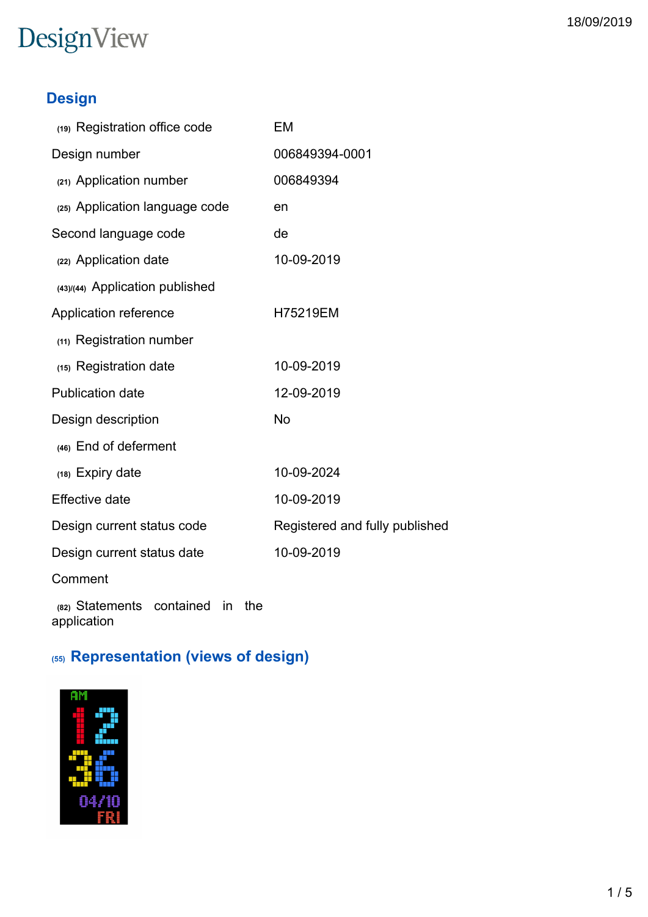DesignView

18/09/2019

## Design

| | |
|---|---|
| (19) Registration office code | EM |
| Design number | 006849394-0001 |
| (21) Application number | 006849394 |
| (25) Application language code | en |
| Second language code | de |
| (22) Application date | 10-09-2019 |
| (43)/(44) Application published | |
| Application reference | H75219EM |
| (11) Registration number | |
| (15) Registration date | 10-09-2019 |
| Publication date | 12-09-2019 |
| Design description | No |
| (46) End of deferment | |
| (18) Expiry date | 10-09-2024 |
| Effective date | 10-09-2019 |
| Design current status code | Registered and fully published |
| Design current status date | 10-09-2019 |
| Comment | |
| (82) Statements contained in the application | |

## (55) Representation (views of design)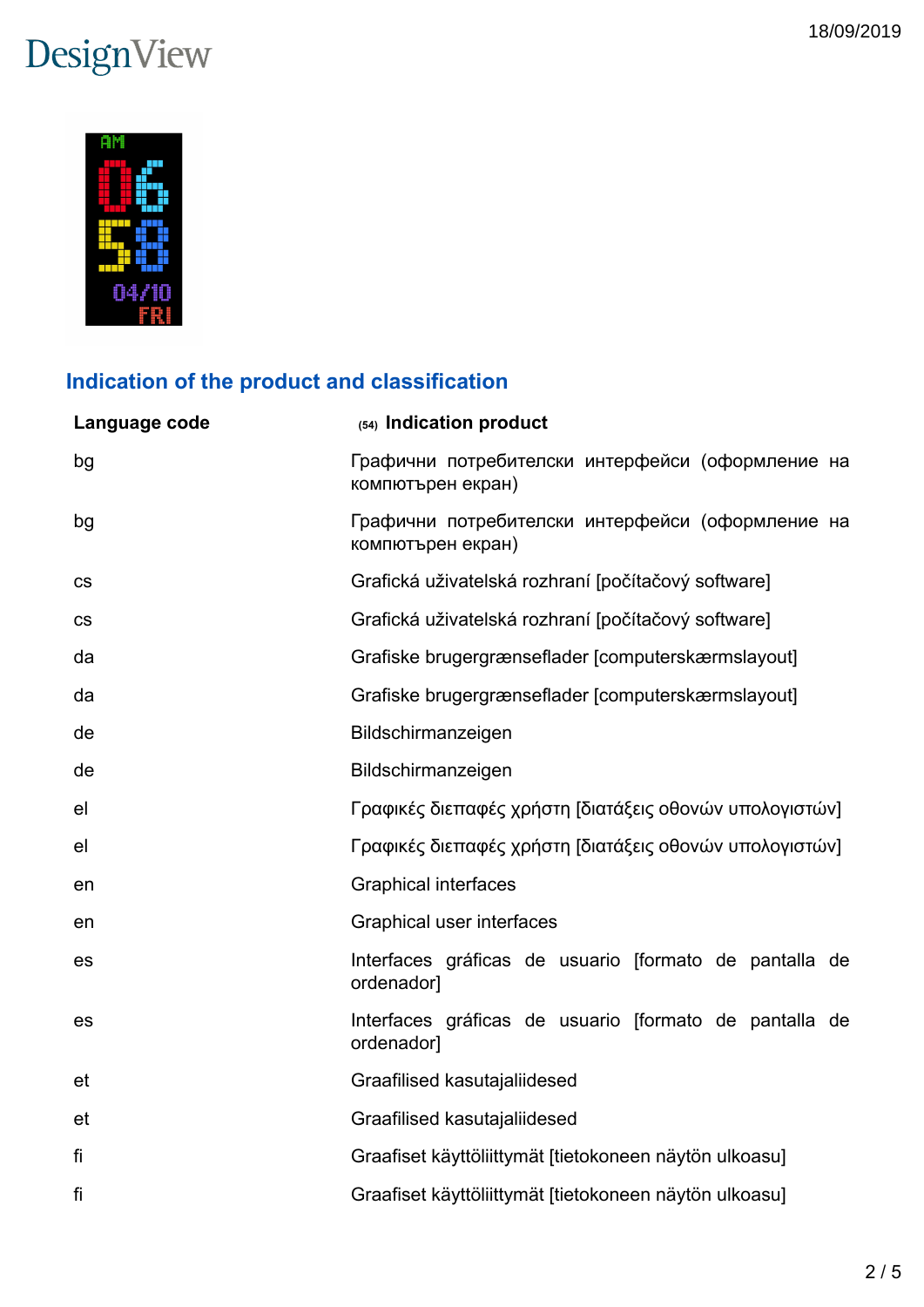## Indication of the product and classification

| Language code | (54) Indication product |
|---|---|
| bg | Графични потребителски интерфейси (оформление на компютърен екран) |
| bg | Графични потребителски интерфейси (оформление на компютърен екран) |
| cs | Grafická uživatelská rozhraní [počítačový software] |
| cs | Grafická uživatelská rozhraní [počítačový software] |
| da | Grafiske brugergrænseflader [computerskærmslayout] |
| da | Grafiske brugergrænseflader [computerskærmslayout] |
| de | Bildschirmanzeigen |
| de | Bildschirmanzeigen |
| el | Γραφικές διεπαφές χρήστη [διατάξεις οθονών υπολογιστών] |
| el | Γραφικές διεπαφές χρήστη [διατάξεις οθονών υπολογιστών] |
| en | Graphical interfaces |
| en | Graphical user interfaces |
| es | Interfaces gráficas de usuario [formato de pantalla de ordenador] |
| es | Interfaces gráficas de usuario [formato de pantalla de ordenador] |
| et | Graafilised kasutajaliidesed |
| et | Graafilised kasutajaliidesed |
| fi | Graafiset käyttöliittymät [tietokoneen näytön ulkoasu] |
| fi | Graafiset käyttöliittymät [tietokoneen näytön ulkoasu] |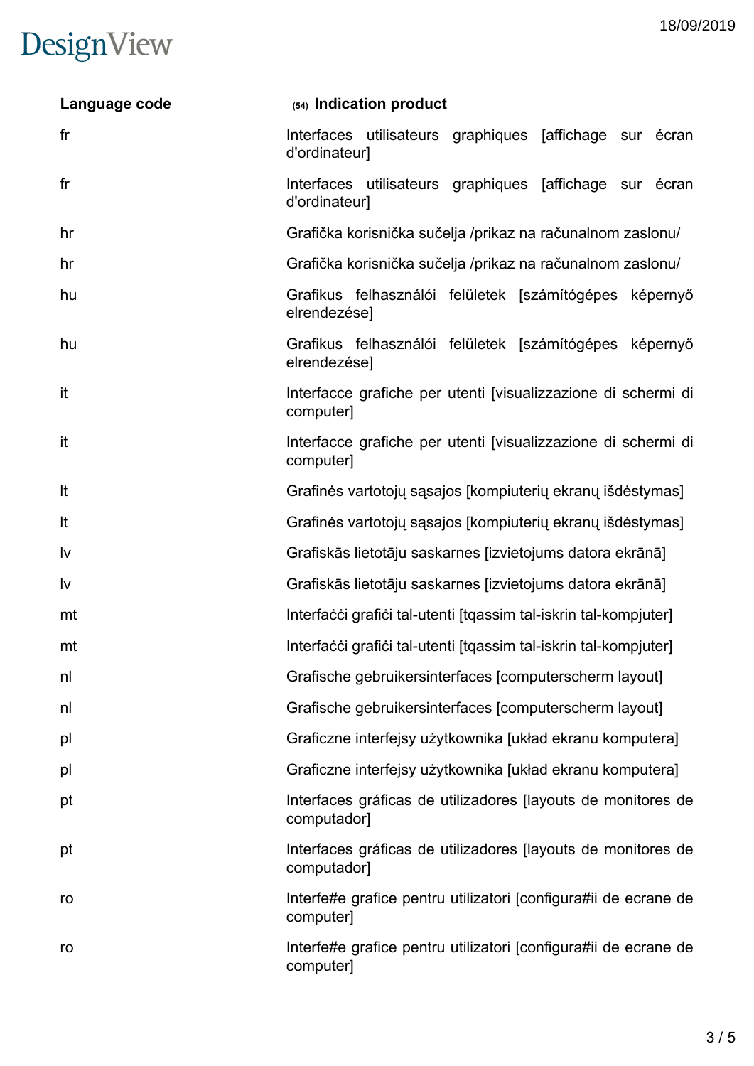| Language code | (54) Indication product |
| --- | --- |
| fr | Interfaces utilisateurs graphiques [affichage sur écran d'ordinateur] |
| fr | Interfaces utilisateurs graphiques [affichage sur écran d'ordinateur] |
| hr | Grafička korisnička sučelja /prikaz na računalnom zaslonu/ |
| hr | Grafička korisnička sučelja /prikaz na računalnom zaslonu/ |
| hu | Grafikus felhasználói felületek [számítógépes képernyő elrendezése] |
| hu | Grafikus felhasználói felületek [számítógépes képernyő elrendezése] |
| it | Interfacce grafiche per utenti [visualizzazione di schermi di computer] |
| it | Interfacce grafiche per utenti [visualizzazione di schermi di computer] |
| lt | Grafinės vartotojų sąsajos [kompiuterių ekranų išdėstymas] |
| lt | Grafinės vartotojų sąsajos [kompiuterių ekranų išdėstymas] |
| lv | Grafiskās lietotāju saskarnes [izvietojums datora ekrānā] |
| lv | Grafiskās lietotāju saskarnes [izvietojums datora ekrānā] |
| mt | Interfaċċi grafiċi tal-utenti [tqassim tal-iskrin tal-kompjuter] |
| mt | Interfaċċi grafiċi tal-utenti [tqassim tal-iskrin tal-kompjuter] |
| nl | Grafische gebruikersinterfaces [computerscherm layout] |
| nl | Grafische gebruikersinterfaces [computerscherm layout] |
| pl | Graficzne interfejsy użytkownika [układ ekranu komputera] |
| pl | Graficzne interfejsy użytkownika [układ ekranu komputera] |
| pt | Interfaces gráficas de utilizadores [layouts de monitores de computador] |
| pt | Interfaces gráficas de utilizadores [layouts de monitores de computador] |
| ro | Interfe#e grafice pentru utilizatori [configura#ii de ecrane de computer] |
| ro | Interfe#e grafice pentru utilizatori [configura#ii de ecrane de computer] |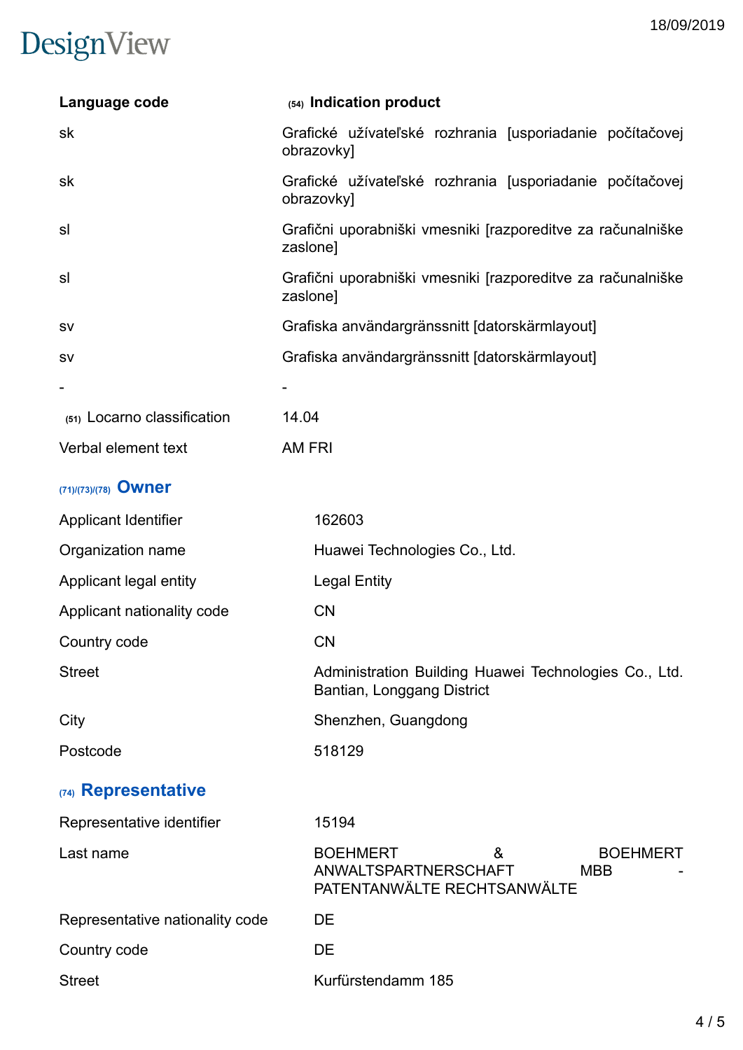| Language code | (54) Indication product |
| --- | --- |
| sk | Grafické užívateľské rozhrania [usporiadanie počítačovej obrazovky] |
| sk | Grafické užívateľské rozhrania [usporiadanie počítačovej obrazovky] |
| sl | Grafični uporabniški vmesniki [razporeditve za računalniške zaslone] |
| sl | Grafični uporabniški vmesniki [razporeditve za računalniške zaslone] |
| sv | Grafiska användargränssnitt [datorskärmlayout] |
| sv | Grafiska användargränssnitt [datorskärmlayout] |
| - | - |
| (51) Locarno classification | 14.04 |
| Verbal element text | AM FRI |

## (71)/(73)/(78) Owner

| | |
| --- | --- |
| Applicant Identifier | 162603 |
| Organization name | Huawei Technologies Co., Ltd. |
| Applicant legal entity | Legal Entity |
| Applicant nationality code | CN |
| Country code | CN |
| Street | Administration Building Huawei Technologies Co., Ltd. Bantian, Longgang District |
| City | Shenzhen, Guangdong |
| Postcode | 518129 |

## (74) Representative

| | |
| --- | --- |
| Representative identifier | 15194 |
| Last name | BOEHMERT & BOEHMERT ANWALTSPARTNERSCHAFT MBB - PATENTANWÄLTE RECHTSANWÄLTE |
| Representative nationality code | DE |
| Country code | DE |
| Street | Kurfürstendamm 185 |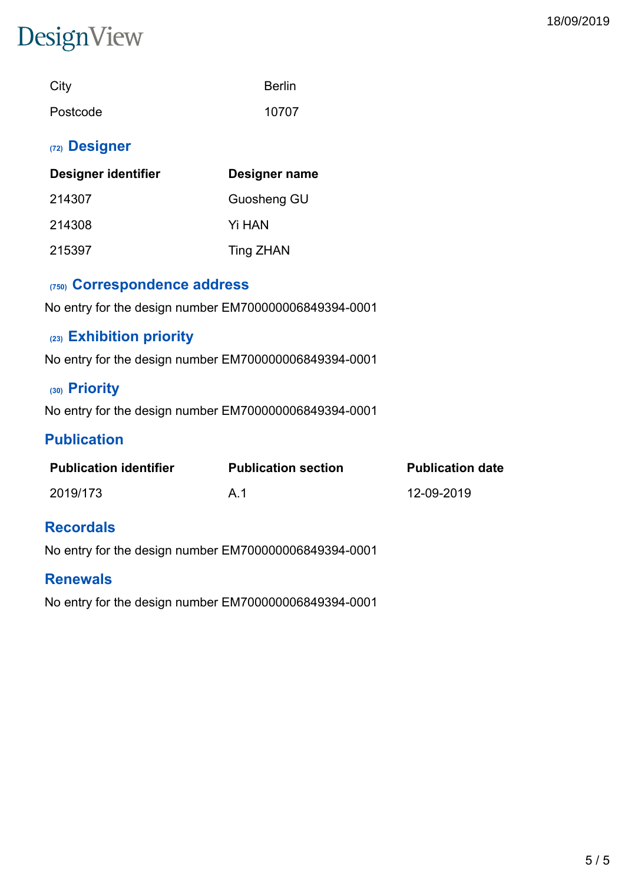| | |
|---|---|
| City | Berlin |
| Postcode | 10707 |

## (72) Designer

| Designer identifier | Designer name |
|---|---|
| 214307 | Guosheng GU |
| 214308 | Yi HAN |
| 215397 | Ting ZHAN |

## (750) Correspondence address

No entry for the design number EM700000006849394-0001

## (23) Exhibition priority

No entry for the design number EM700000006849394-0001

## (30) Priority

No entry for the design number EM700000006849394-0001

## Publication

| Publication identifier | Publication section | Publication date |
|---|---|---|
| 2019/173 | A.1 | 12-09-2019 |

## Recordals

No entry for the design number EM700000006849394-0001

## Renewals

No entry for the design number EM700000006849394-0001